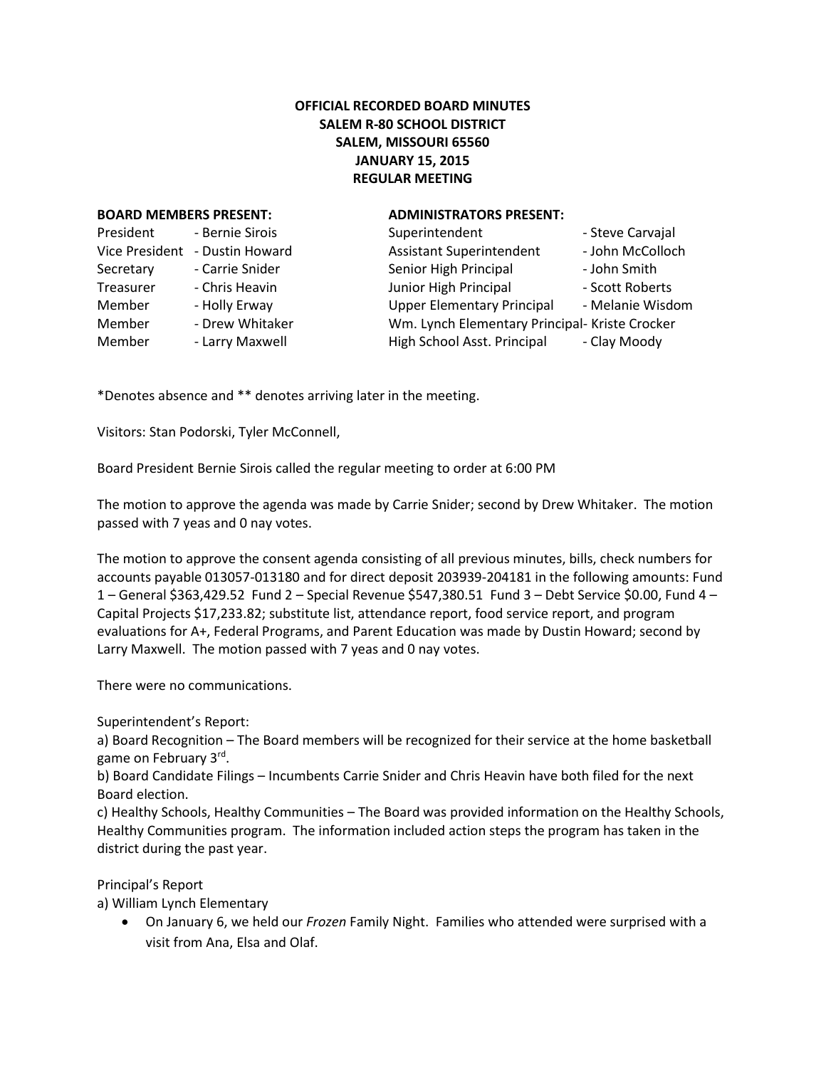**OFFICIAL RECORDED BOARD MINUTES**
**SALEM R-80 SCHOOL DISTRICT**
**SALEM, MISSOURI 65560**
**JANUARY 15, 2015**
**REGULAR MEETING**

| **BOARD MEMBERS PRESENT:** | | **ADMINISTRATORS PRESENT:** | |
|---|---|---|---|
| President | - Bernie Sirois | Superintendent | - Steve Carvajal |
| Vice President | - Dustin Howard | Assistant Superintendent | - John McColloch |
| Secretary | - Carrie Snider | Senior High Principal | - John Smith |
| Treasurer | - Chris Heavin | Junior High Principal | - Scott Roberts |
| Member | - Holly Erway | Upper Elementary Principal | - Melanie Wisdom |
| Member | - Drew Whitaker | Wm. Lynch Elementary Principal | - Kriste Crocker |
| Member | - Larry Maxwell | High School Asst. Principal | - Clay Moody |

*Denotes absence and ** denotes arriving later in the meeting.

Visitors: Stan Podorski, Tyler McConnell,

Board President Bernie Sirois called the regular meeting to order at 6:00 PM

The motion to approve the agenda was made by Carrie Snider; second by Drew Whitaker. The motion passed with 7 yeas and 0 nay votes.

The motion to approve the consent agenda consisting of all previous minutes, bills, check numbers for accounts payable 013057-013180 and for direct deposit 203939-204181 in the following amounts: Fund 1 – General $363,429.52 Fund 2 – Special Revenue $547,380.51 Fund 3 – Debt Service $0.00, Fund 4 – Capital Projects $17,233.82; substitute list, attendance report, food service report, and program evaluations for A+, Federal Programs, and Parent Education was made by Dustin Howard; second by Larry Maxwell. The motion passed with 7 yeas and 0 nay votes.

There were no communications.

Superintendent's Report:

a) Board Recognition – The Board members will be recognized for their service at the home basketball game on February 3rd.

b) Board Candidate Filings – Incumbents Carrie Snider and Chris Heavin have both filed for the next Board election.

c) Healthy Schools, Healthy Communities – The Board was provided information on the Healthy Schools, Healthy Communities program. The information included action steps the program has taken in the district during the past year.

Principal's Report

a) William Lynch Elementary

- On January 6, we held our *Frozen* Family Night. Families who attended were surprised with a visit from Ana, Elsa and Olaf.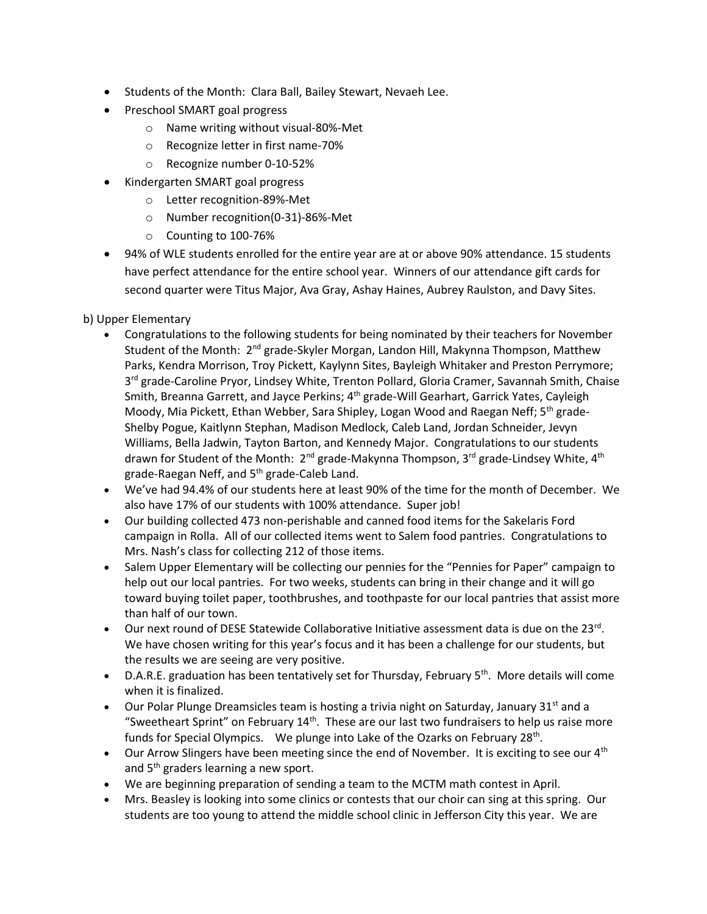- Students of the Month: Clara Ball, Bailey Stewart, Nevaeh Lee.
- Preschool SMART goal progress
  - Name writing without visual-80%-Met
  - Recognize letter in first name-70%
  - Recognize number 0-10-52%
- Kindergarten SMART goal progress
  - Letter recognition-89%-Met
  - Number recognition(0-31)-86%-Met
  - Counting to 100-76%
- 94% of WLE students enrolled for the entire year are at or above 90% attendance. 15 students have perfect attendance for the entire school year. Winners of our attendance gift cards for second quarter were Titus Major, Ava Gray, Ashay Haines, Aubrey Raulston, and Davy Sites.

b) Upper Elementary

- Congratulations to the following students for being nominated by their teachers for November Student of the Month: 2nd grade-Skyler Morgan, Landon Hill, Makynna Thompson, Matthew Parks, Kendra Morrison, Troy Pickett, Kaylynn Sites, Bayleigh Whitaker and Preston Perrymore; 3rd grade-Caroline Pryor, Lindsey White, Trenton Pollard, Gloria Cramer, Savannah Smith, Chaise Smith, Breanna Garrett, and Jayce Perkins; 4th grade-Will Gearhart, Garrick Yates, Cayleigh Moody, Mia Pickett, Ethan Webber, Sara Shipley, Logan Wood and Raegan Neff; 5th grade-Shelby Pogue, Kaitlynn Stephan, Madison Medlock, Caleb Land, Jordan Schneider, Jevyn Williams, Bella Jadwin, Tayton Barton, and Kennedy Major. Congratulations to our students drawn for Student of the Month: 2nd grade-Makynna Thompson, 3rd grade-Lindsey White, 4th grade-Raegan Neff, and 5th grade-Caleb Land.
- We've had 94.4% of our students here at least 90% of the time for the month of December. We also have 17% of our students with 100% attendance. Super job!
- Our building collected 473 non-perishable and canned food items for the Sakelaris Ford campaign in Rolla. All of our collected items went to Salem food pantries. Congratulations to Mrs. Nash's class for collecting 212 of those items.
- Salem Upper Elementary will be collecting our pennies for the "Pennies for Paper" campaign to help out our local pantries. For two weeks, students can bring in their change and it will go toward buying toilet paper, toothbrushes, and toothpaste for our local pantries that assist more than half of our town.
- Our next round of DESE Statewide Collaborative Initiative assessment data is due on the 23rd. We have chosen writing for this year's focus and it has been a challenge for our students, but the results we are seeing are very positive.
- D.A.R.E. graduation has been tentatively set for Thursday, February 5th. More details will come when it is finalized.
- Our Polar Plunge Dreamsicles team is hosting a trivia night on Saturday, January 31st and a "Sweetheart Sprint" on February 14th. These are our last two fundraisers to help us raise more funds for Special Olympics. We plunge into Lake of the Ozarks on February 28th.
- Our Arrow Slingers have been meeting since the end of November. It is exciting to see our 4th and 5th graders learning a new sport.
- We are beginning preparation of sending a team to the MCTM math contest in April.
- Mrs. Beasley is looking into some clinics or contests that our choir can sing at this spring. Our students are too young to attend the middle school clinic in Jefferson City this year. We are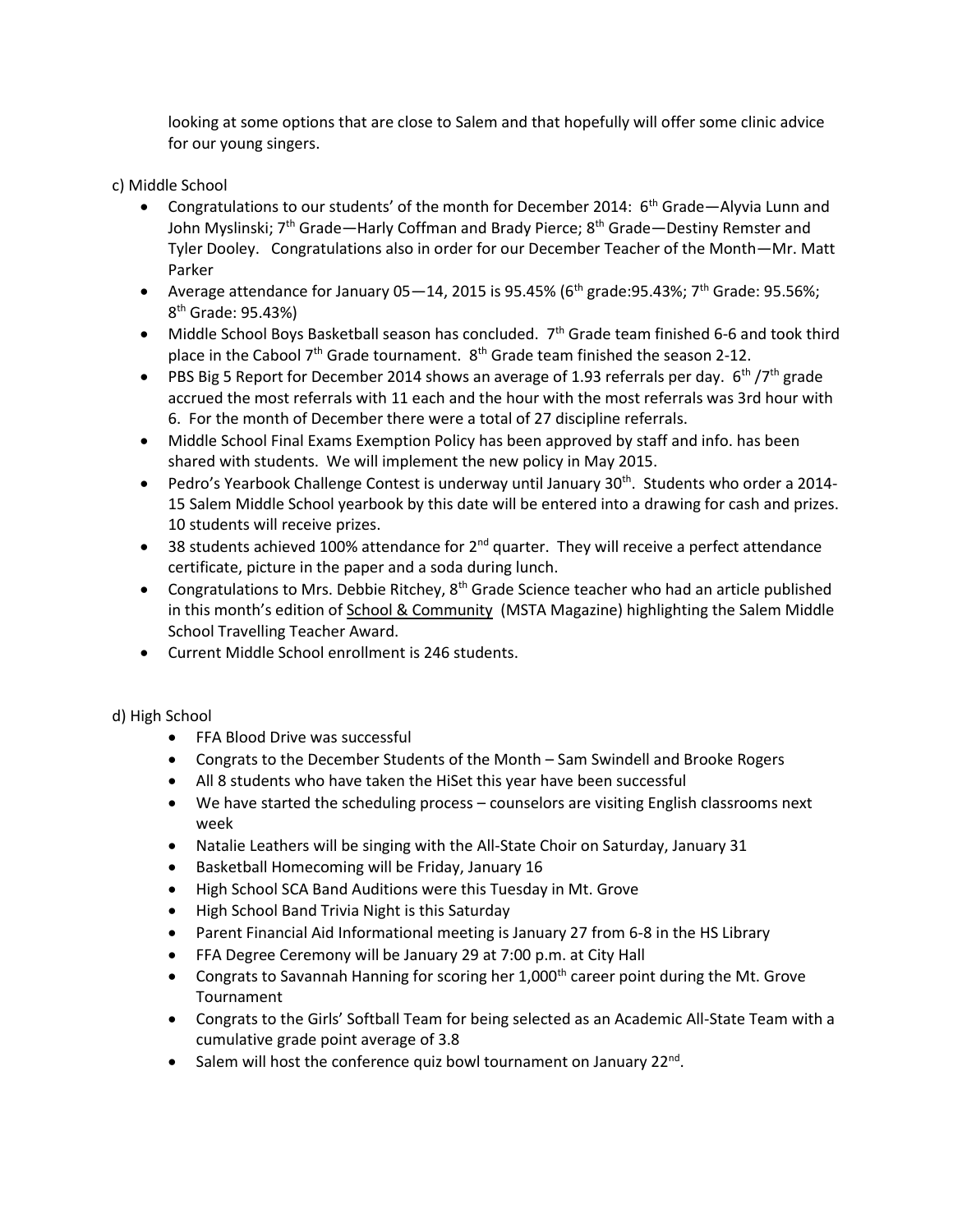looking at some options that are close to Salem and that hopefully will offer some clinic advice for our young singers.

c) Middle School

- Congratulations to our students' of the month for December 2014: 6th Grade—Alyvia Lunn and John Myslinski; 7th Grade—Harly Coffman and Brady Pierce; 8th Grade—Destiny Remster and Tyler Dooley. Congratulations also in order for our December Teacher of the Month—Mr. Matt Parker
- Average attendance for January 05—14, 2015 is 95.45% (6th grade:95.43%; 7th Grade: 95.56%; 8th Grade: 95.43%)
- Middle School Boys Basketball season has concluded. 7th Grade team finished 6-6 and took third place in the Cabool 7th Grade tournament. 8th Grade team finished the season 2-12.
- PBS Big 5 Report for December 2014 shows an average of 1.93 referrals per day. 6th /7th grade accrued the most referrals with 11 each and the hour with the most referrals was 3rd hour with 6. For the month of December there were a total of 27 discipline referrals.
- Middle School Final Exams Exemption Policy has been approved by staff and info. has been shared with students. We will implement the new policy in May 2015.
- Pedro's Yearbook Challenge Contest is underway until January 30th. Students who order a 2014-15 Salem Middle School yearbook by this date will be entered into a drawing for cash and prizes. 10 students will receive prizes.
- 38 students achieved 100% attendance for 2nd quarter. They will receive a perfect attendance certificate, picture in the paper and a soda during lunch.
- Congratulations to Mrs. Debbie Ritchey, 8th Grade Science teacher who had an article published in this month's edition of School & Community (MSTA Magazine) highlighting the Salem Middle School Travelling Teacher Award.
- Current Middle School enrollment is 246 students.

d) High School

- FFA Blood Drive was successful
- Congrats to the December Students of the Month – Sam Swindell and Brooke Rogers
- All 8 students who have taken the HiSet this year have been successful
- We have started the scheduling process – counselors are visiting English classrooms next week
- Natalie Leathers will be singing with the All-State Choir on Saturday, January 31
- Basketball Homecoming will be Friday, January 16
- High School SCA Band Auditions were this Tuesday in Mt. Grove
- High School Band Trivia Night is this Saturday
- Parent Financial Aid Informational meeting is January 27 from 6-8 in the HS Library
- FFA Degree Ceremony will be January 29 at 7:00 p.m. at City Hall
- Congrats to Savannah Hanning for scoring her 1,000th career point during the Mt. Grove Tournament
- Congrats to the Girls' Softball Team for being selected as an Academic All-State Team with a cumulative grade point average of 3.8
- Salem will host the conference quiz bowl tournament on January 22nd.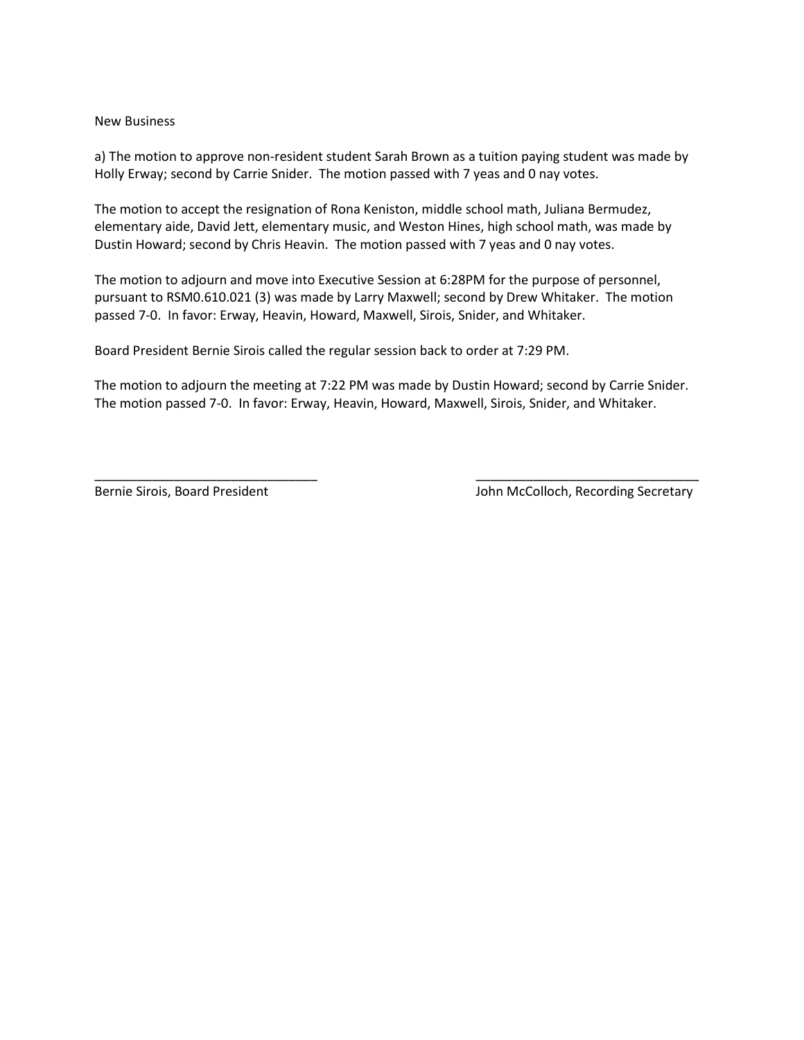New Business

a) The motion to approve non-resident student Sarah Brown as a tuition paying student was made by Holly Erway; second by Carrie Snider. The motion passed with 7 yeas and 0 nay votes.

The motion to accept the resignation of Rona Keniston, middle school math, Juliana Bermudez, elementary aide, David Jett, elementary music, and Weston Hines, high school math, was made by Dustin Howard; second by Chris Heavin. The motion passed with 7 yeas and 0 nay votes.

The motion to adjourn and move into Executive Session at 6:28PM for the purpose of personnel, pursuant to RSM0.610.021 (3) was made by Larry Maxwell; second by Drew Whitaker. The motion passed 7-0. In favor: Erway, Heavin, Howard, Maxwell, Sirois, Snider, and Whitaker.

Board President Bernie Sirois called the regular session back to order at 7:29 PM.

The motion to adjourn the meeting at 7:22 PM was made by Dustin Howard; second by Carrie Snider. The motion passed 7-0. In favor: Erway, Heavin, Howard, Maxwell, Sirois, Snider, and Whitaker.

_______________________________
Bernie Sirois, Board President

_______________________________
John McColloch, Recording Secretary